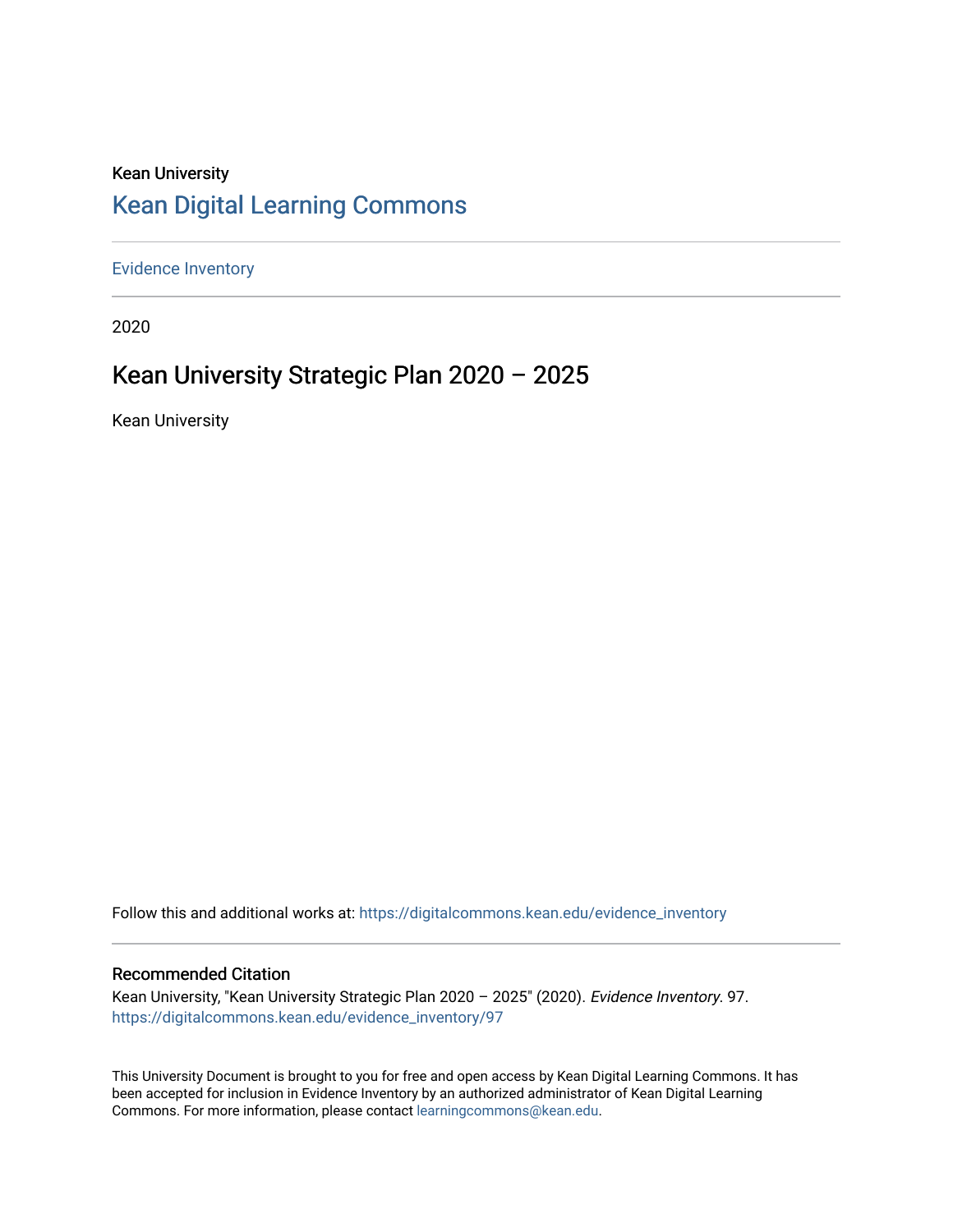Kean University

# Kean Digital Learning Commons

Evidence Inventory

2020

## Kean University Strategic Plan 2020 – 2025

Kean University

Follow this and additional works at: https://digitalcommons.kean.edu/evidence_inventory

### Recommended Citation

Kean University, "Kean University Strategic Plan 2020 – 2025" (2020). *Evidence Inventory*. 97.
https://digitalcommons.kean.edu/evidence_inventory/97

This University Document is brought to you for free and open access by Kean Digital Learning Commons. It has been accepted for inclusion in Evidence Inventory by an authorized administrator of Kean Digital Learning Commons. For more information, please contact learningcommons@kean.edu.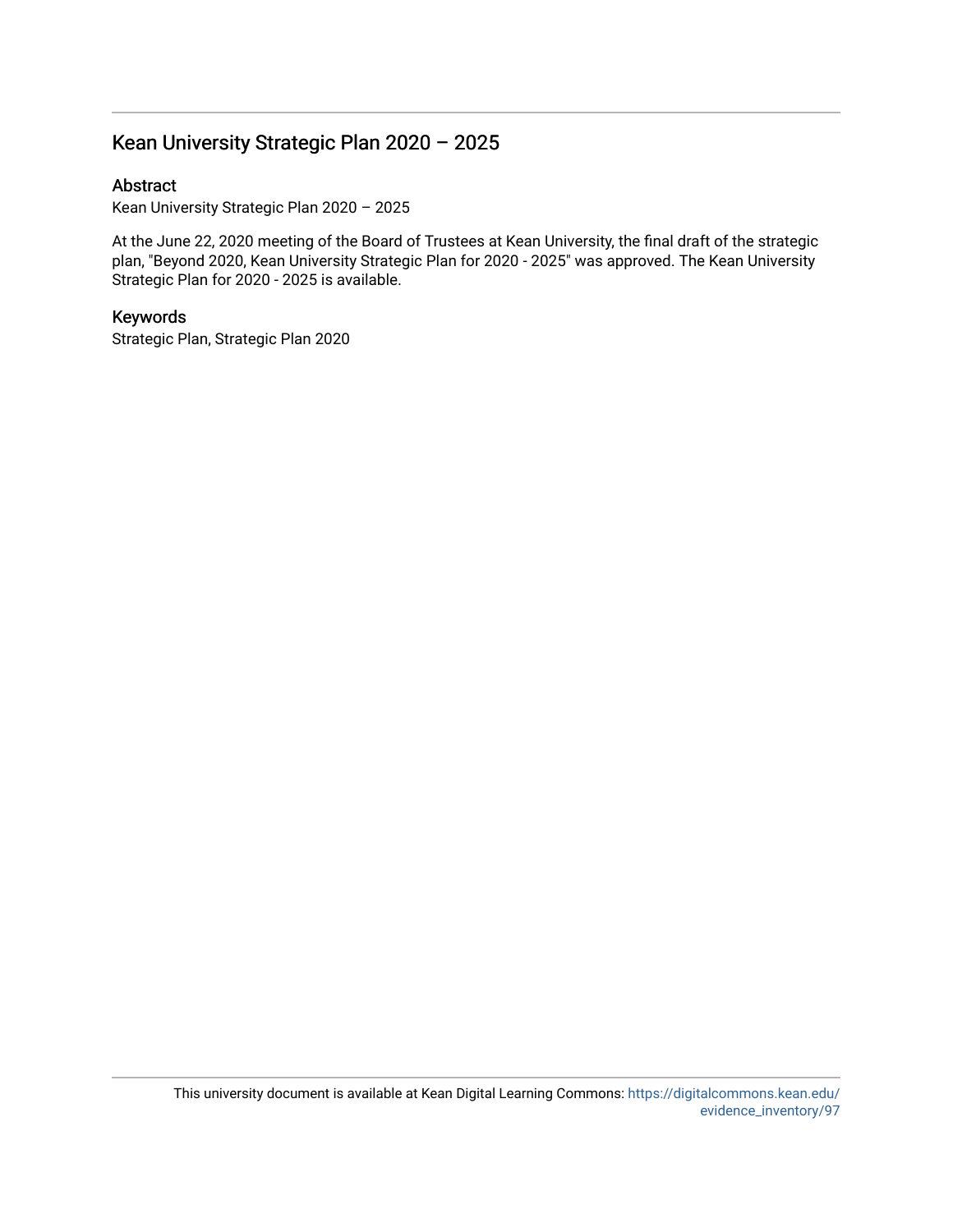# Kean University Strategic Plan 2020 – 2025

## Abstract

Kean University Strategic Plan 2020 – 2025

At the June 22, 2020 meeting of the Board of Trustees at Kean University, the final draft of the strategic plan, "Beyond 2020, Kean University Strategic Plan for 2020 - 2025" was approved. The Kean University Strategic Plan for 2020 - 2025 is available.

## Keywords

Strategic Plan, Strategic Plan 2020

This university document is available at Kean Digital Learning Commons: https://digitalcommons.kean.edu/evidence_inventory/97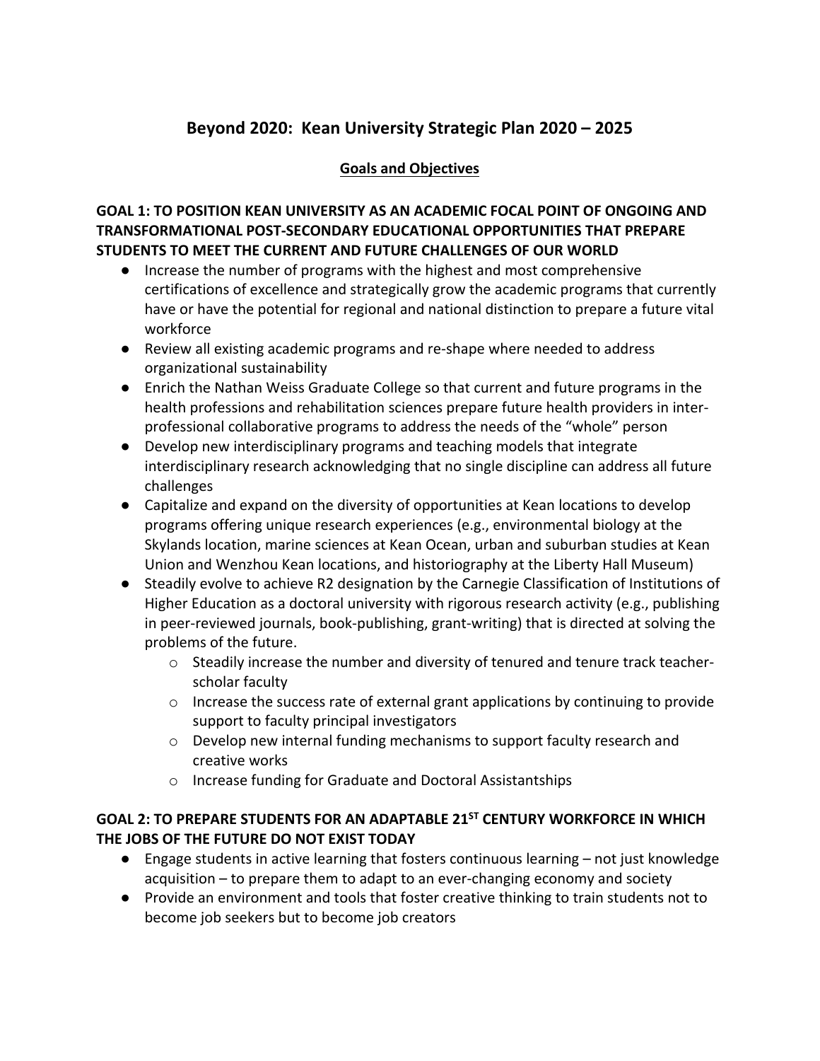# Beyond 2020: Kean University Strategic Plan 2020 – 2025

## Goals and Objectives

### GOAL 1: TO POSITION KEAN UNIVERSITY AS AN ACADEMIC FOCAL POINT OF ONGOING AND TRANSFORMATIONAL POST-SECONDARY EDUCATIONAL OPPORTUNITIES THAT PREPARE STUDENTS TO MEET THE CURRENT AND FUTURE CHALLENGES OF OUR WORLD

- Increase the number of programs with the highest and most comprehensive certifications of excellence and strategically grow the academic programs that currently have or have the potential for regional and national distinction to prepare a future vital workforce
- Review all existing academic programs and re-shape where needed to address organizational sustainability
- Enrich the Nathan Weiss Graduate College so that current and future programs in the health professions and rehabilitation sciences prepare future health providers in inter-professional collaborative programs to address the needs of the "whole" person
- Develop new interdisciplinary programs and teaching models that integrate interdisciplinary research acknowledging that no single discipline can address all future challenges
- Capitalize and expand on the diversity of opportunities at Kean locations to develop programs offering unique research experiences (e.g., environmental biology at the Skylands location, marine sciences at Kean Ocean, urban and suburban studies at Kean Union and Wenzhou Kean locations, and historiography at the Liberty Hall Museum)
- Steadily evolve to achieve R2 designation by the Carnegie Classification of Institutions of Higher Education as a doctoral university with rigorous research activity (e.g., publishing in peer-reviewed journals, book-publishing, grant-writing) that is directed at solving the problems of the future.
    - Steadily increase the number and diversity of tenured and tenure track teacher-scholar faculty
    - Increase the success rate of external grant applications by continuing to provide support to faculty principal investigators
    - Develop new internal funding mechanisms to support faculty research and creative works
    - Increase funding for Graduate and Doctoral Assistantships

### GOAL 2: TO PREPARE STUDENTS FOR AN ADAPTABLE 21ST CENTURY WORKFORCE IN WHICH THE JOBS OF THE FUTURE DO NOT EXIST TODAY

- Engage students in active learning that fosters continuous learning – not just knowledge acquisition – to prepare them to adapt to an ever-changing economy and society
- Provide an environment and tools that foster creative thinking to train students not to become job seekers but to become job creators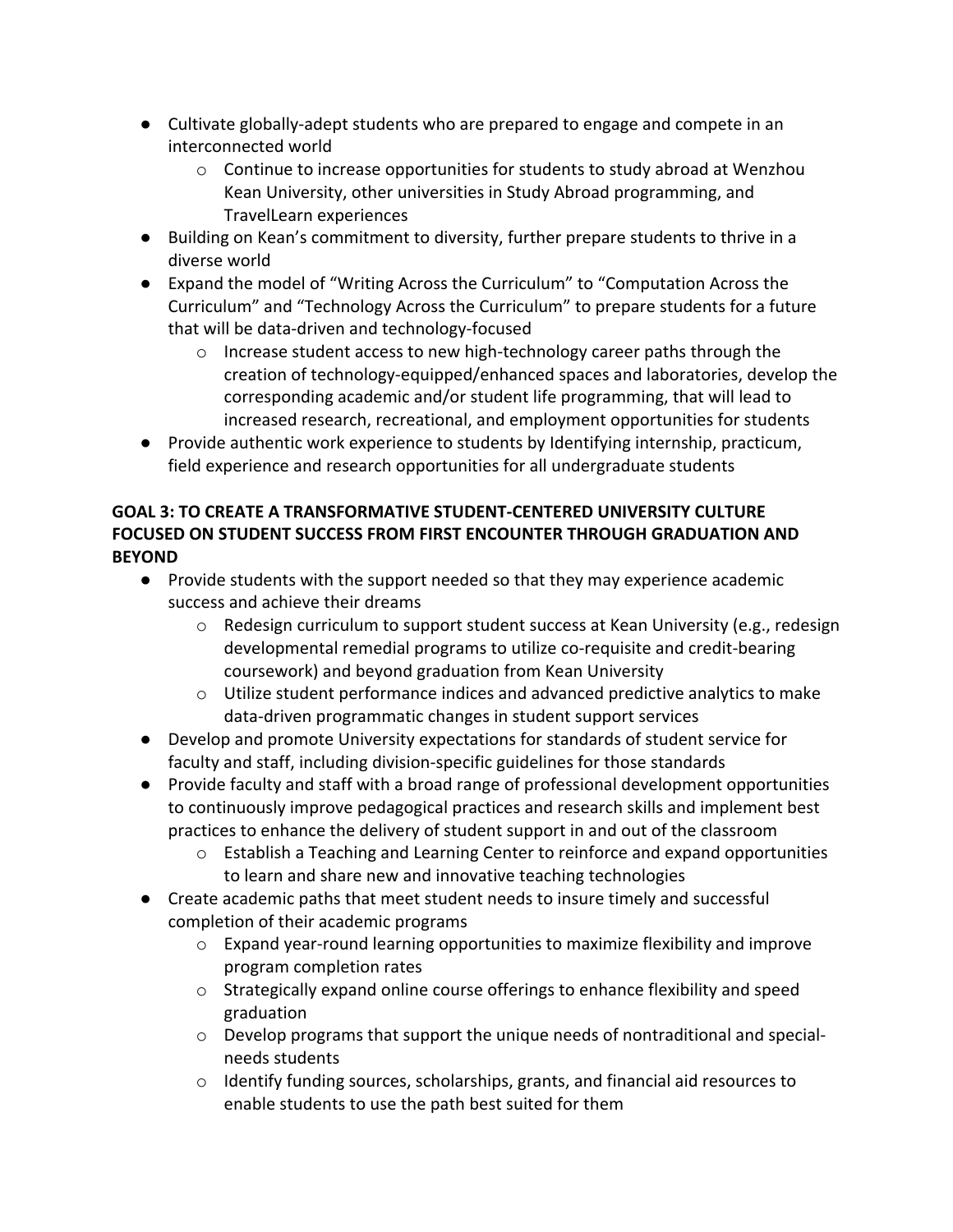- Cultivate globally-adept students who are prepared to engage and compete in an interconnected world
  - Continue to increase opportunities for students to study abroad at Wenzhou Kean University, other universities in Study Abroad programming, and TravelLearn experiences
- Building on Kean's commitment to diversity, further prepare students to thrive in a diverse world
- Expand the model of "Writing Across the Curriculum" to "Computation Across the Curriculum" and "Technology Across the Curriculum" to prepare students for a future that will be data-driven and technology-focused
  - Increase student access to new high-technology career paths through the creation of technology-equipped/enhanced spaces and laboratories, develop the corresponding academic and/or student life programming, that will lead to increased research, recreational, and employment opportunities for students
- Provide authentic work experience to students by Identifying internship, practicum, field experience and research opportunities for all undergraduate students

**GOAL 3: TO CREATE A TRANSFORMATIVE STUDENT-CENTERED UNIVERSITY CULTURE FOCUSED ON STUDENT SUCCESS FROM FIRST ENCOUNTER THROUGH GRADUATION AND BEYOND**

- Provide students with the support needed so that they may experience academic success and achieve their dreams
  - Redesign curriculum to support student success at Kean University (e.g., redesign developmental remedial programs to utilize co-requisite and credit-bearing coursework) and beyond graduation from Kean University
  - Utilize student performance indices and advanced predictive analytics to make data-driven programmatic changes in student support services
- Develop and promote University expectations for standards of student service for faculty and staff, including division-specific guidelines for those standards
- Provide faculty and staff with a broad range of professional development opportunities to continuously improve pedagogical practices and research skills and implement best practices to enhance the delivery of student support in and out of the classroom
  - Establish a Teaching and Learning Center to reinforce and expand opportunities to learn and share new and innovative teaching technologies
- Create academic paths that meet student needs to insure timely and successful completion of their academic programs
  - Expand year-round learning opportunities to maximize flexibility and improve program completion rates
  - Strategically expand online course offerings to enhance flexibility and speed graduation
  - Develop programs that support the unique needs of nontraditional and special-needs students
  - Identify funding sources, scholarships, grants, and financial aid resources to enable students to use the path best suited for them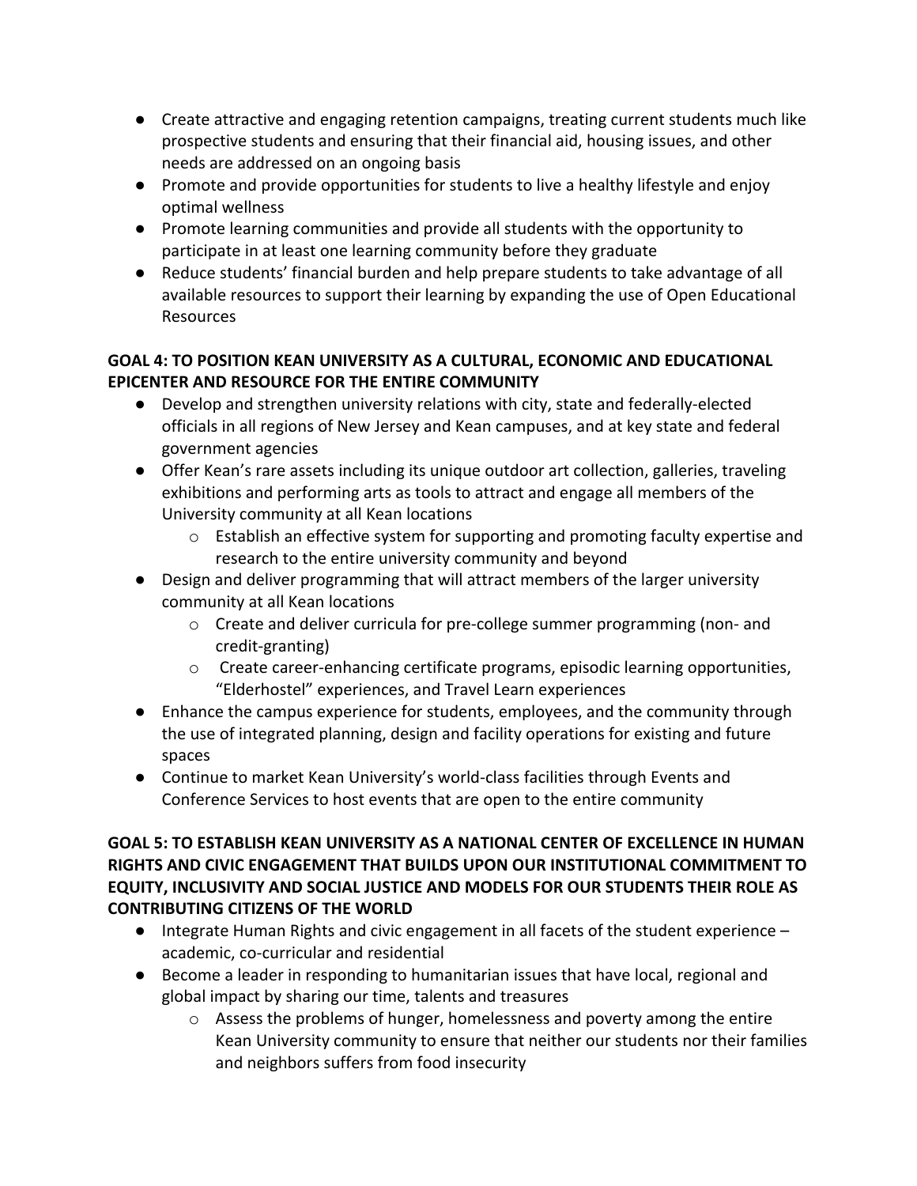- Create attractive and engaging retention campaigns, treating current students much like prospective students and ensuring that their financial aid, housing issues, and other needs are addressed on an ongoing basis
- Promote and provide opportunities for students to live a healthy lifestyle and enjoy optimal wellness
- Promote learning communities and provide all students with the opportunity to participate in at least one learning community before they graduate
- Reduce students' financial burden and help prepare students to take advantage of all available resources to support their learning by expanding the use of Open Educational Resources

**GOAL 4: TO POSITION KEAN UNIVERSITY AS A CULTURAL, ECONOMIC AND EDUCATIONAL EPICENTER AND RESOURCE FOR THE ENTIRE COMMUNITY**

- Develop and strengthen university relations with city, state and federally-elected officials in all regions of New Jersey and Kean campuses, and at key state and federal government agencies
- Offer Kean's rare assets including its unique outdoor art collection, galleries, traveling exhibitions and performing arts as tools to attract and engage all members of the University community at all Kean locations
    - Establish an effective system for supporting and promoting faculty expertise and research to the entire university community and beyond
- Design and deliver programming that will attract members of the larger university community at all Kean locations
    - Create and deliver curricula for pre-college summer programming (non- and credit-granting)
    - Create career-enhancing certificate programs, episodic learning opportunities, "Elderhostel" experiences, and Travel Learn experiences
- Enhance the campus experience for students, employees, and the community through the use of integrated planning, design and facility operations for existing and future spaces
- Continue to market Kean University's world-class facilities through Events and Conference Services to host events that are open to the entire community

**GOAL 5: TO ESTABLISH KEAN UNIVERSITY AS A NATIONAL CENTER OF EXCELLENCE IN HUMAN RIGHTS AND CIVIC ENGAGEMENT THAT BUILDS UPON OUR INSTITUTIONAL COMMITMENT TO EQUITY, INCLUSIVITY AND SOCIAL JUSTICE AND MODELS FOR OUR STUDENTS THEIR ROLE AS CONTRIBUTING CITIZENS OF THE WORLD**

- Integrate Human Rights and civic engagement in all facets of the student experience – academic, co-curricular and residential
- Become a leader in responding to humanitarian issues that have local, regional and global impact by sharing our time, talents and treasures
    - Assess the problems of hunger, homelessness and poverty among the entire Kean University community to ensure that neither our students nor their families and neighbors suffers from food insecurity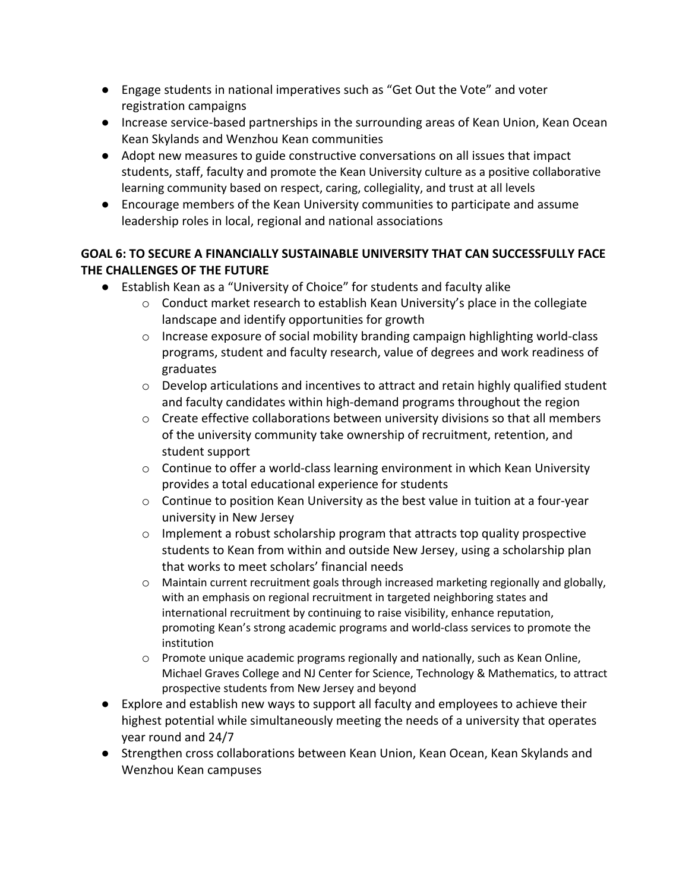- Engage students in national imperatives such as "Get Out the Vote" and voter registration campaigns
- Increase service-based partnerships in the surrounding areas of Kean Union, Kean Ocean Kean Skylands and Wenzhou Kean communities
- Adopt new measures to guide constructive conversations on all issues that impact students, staff, faculty and promote the Kean University culture as a positive collaborative learning community based on respect, caring, collegiality, and trust at all levels
- Encourage members of the Kean University communities to participate and assume leadership roles in local, regional and national associations

**GOAL 6: TO SECURE A FINANCIALLY SUSTAINABLE UNIVERSITY THAT CAN SUCCESSFULLY FACE THE CHALLENGES OF THE FUTURE**

- Establish Kean as a "University of Choice" for students and faculty alike
    - Conduct market research to establish Kean University's place in the collegiate landscape and identify opportunities for growth
    - Increase exposure of social mobility branding campaign highlighting world-class programs, student and faculty research, value of degrees and work readiness of graduates
    - Develop articulations and incentives to attract and retain highly qualified student and faculty candidates within high-demand programs throughout the region
    - Create effective collaborations between university divisions so that all members of the university community take ownership of recruitment, retention, and student support
    - Continue to offer a world-class learning environment in which Kean University provides a total educational experience for students
    - Continue to position Kean University as the best value in tuition at a four-year university in New Jersey
    - Implement a robust scholarship program that attracts top quality prospective students to Kean from within and outside New Jersey, using a scholarship plan that works to meet scholars' financial needs
    - Maintain current recruitment goals through increased marketing regionally and globally, with an emphasis on regional recruitment in targeted neighboring states and international recruitment by continuing to raise visibility, enhance reputation, promoting Kean's strong academic programs and world-class services to promote the institution
    - Promote unique academic programs regionally and nationally, such as Kean Online, Michael Graves College and NJ Center for Science, Technology & Mathematics, to attract prospective students from New Jersey and beyond
- Explore and establish new ways to support all faculty and employees to achieve their highest potential while simultaneously meeting the needs of a university that operates year round and 24/7
- Strengthen cross collaborations between Kean Union, Kean Ocean, Kean Skylands and Wenzhou Kean campuses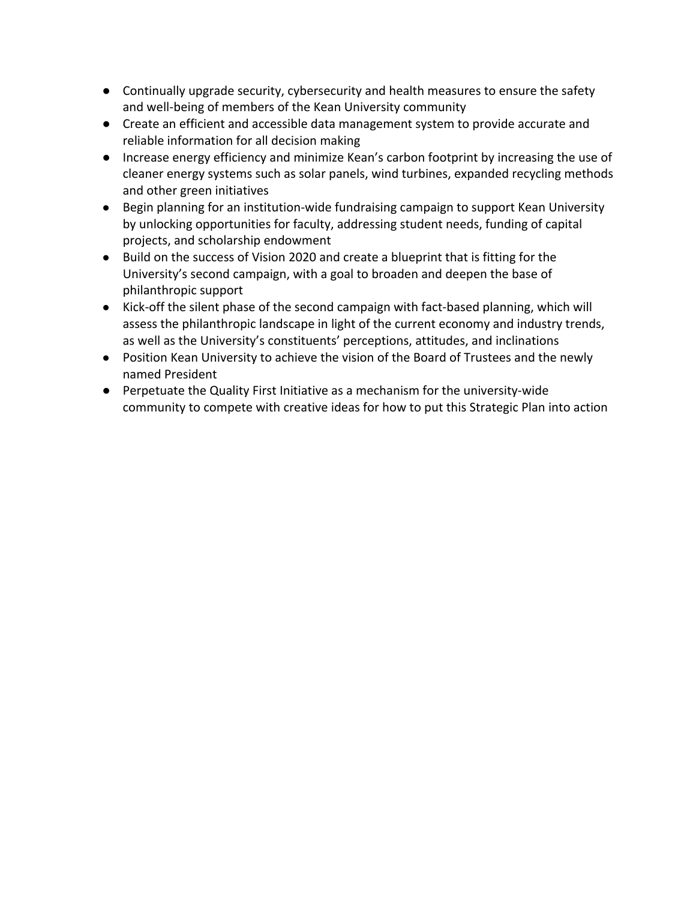- Continually upgrade security, cybersecurity and health measures to ensure the safety and well-being of members of the Kean University community
- Create an efficient and accessible data management system to provide accurate and reliable information for all decision making
- Increase energy efficiency and minimize Kean's carbon footprint by increasing the use of cleaner energy systems such as solar panels, wind turbines, expanded recycling methods and other green initiatives
- Begin planning for an institution-wide fundraising campaign to support Kean University by unlocking opportunities for faculty, addressing student needs, funding of capital projects, and scholarship endowment
- Build on the success of Vision 2020 and create a blueprint that is fitting for the University's second campaign, with a goal to broaden and deepen the base of philanthropic support
- Kick-off the silent phase of the second campaign with fact-based planning, which will assess the philanthropic landscape in light of the current economy and industry trends, as well as the University's constituents' perceptions, attitudes, and inclinations
- Position Kean University to achieve the vision of the Board of Trustees and the newly named President
- Perpetuate the Quality First Initiative as a mechanism for the university-wide community to compete with creative ideas for how to put this Strategic Plan into action